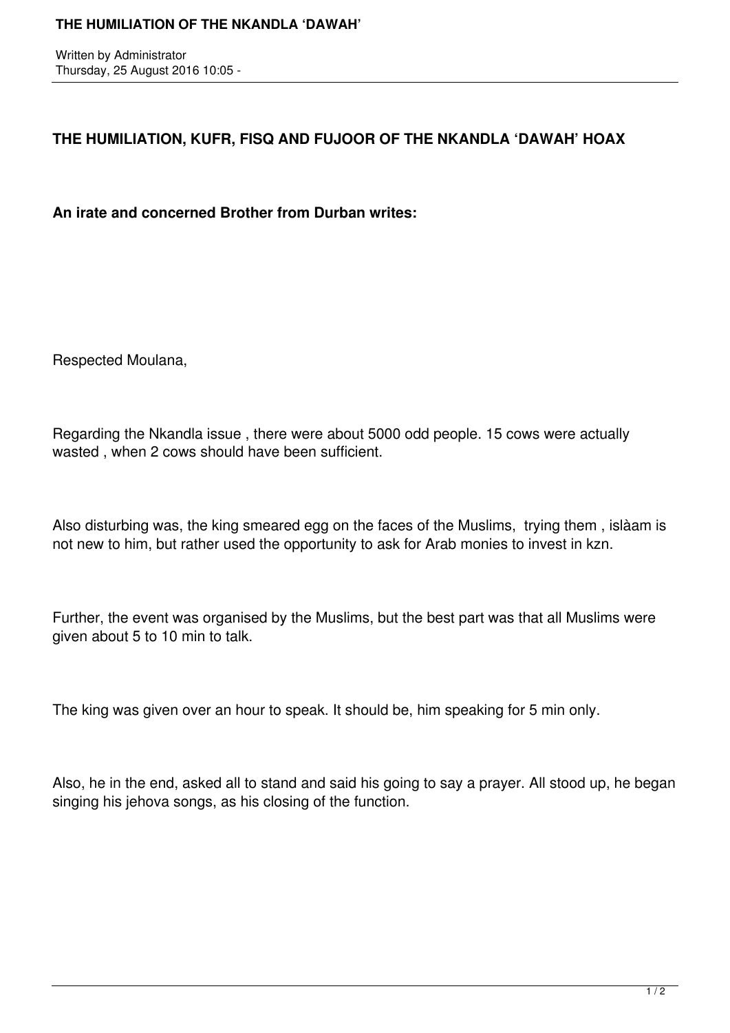**THE HUMILIATION, KUFR, FISQ AND FUJOOR OF THE NKANDLA 'DAWAH' HOAX**

**An irate and concerned Brother from Durban writes:**

Respected Moulana,

Regarding the Nkandla issue , there were about 5000 odd people. 15 cows were actually wasted , when 2 cows should have been sufficient.

Also disturbing was, the king smeared egg on the faces of the Muslims, trying them , islàam is not new to him, but rather used the opportunity to ask for Arab monies to invest in kzn.

Further, the event was organised by the Muslims, but the best part was that all Muslims were given about 5 to 10 min to talk.

The king was given over an hour to speak. It should be, him speaking for 5 min only.

Also, he in the end, asked all to stand and said his going to say a prayer. All stood up, he began singing his jehova songs, as his closing of the function.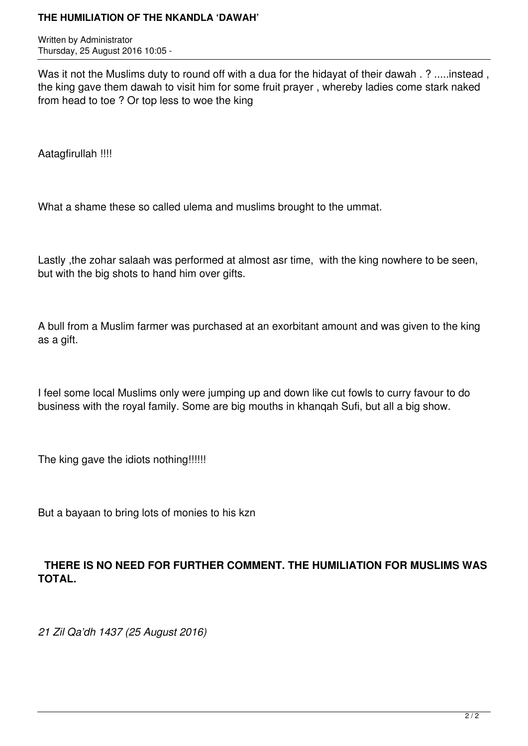Was it not the Muslims duty to round off with a dua for the hidayat of their dawah . ? .....instead , the king gave them dawah to visit him for some fruit prayer , whereby ladies come stark naked from head to toe ? Or top less to woe the king

Aatagfirullah !!!!

What a shame these so called ulema and muslims brought to the ummat.

Lastly ,the zohar salaah was performed at almost asr time, with the king nowhere to be seen, but with the big shots to hand him over gifts.

A bull from a Muslim farmer was purchased at an exorbitant amount and was given to the king as a gift.

I feel some local Muslims only were jumping up and down like cut fowls to curry favour to do business with the royal family. Some are big mouths in khanqah Sufi, but all a big show.

The king gave the idiots nothing!!!!!!

But a bayaan to bring lots of monies to his kzn

**THERE IS NO NEED FOR FURTHER COMMENT. THE HUMILIATION FOR MUSLIMS WAS TOTAL.**

*21 Zil Qa'dh 1437 (25 August 2016)*